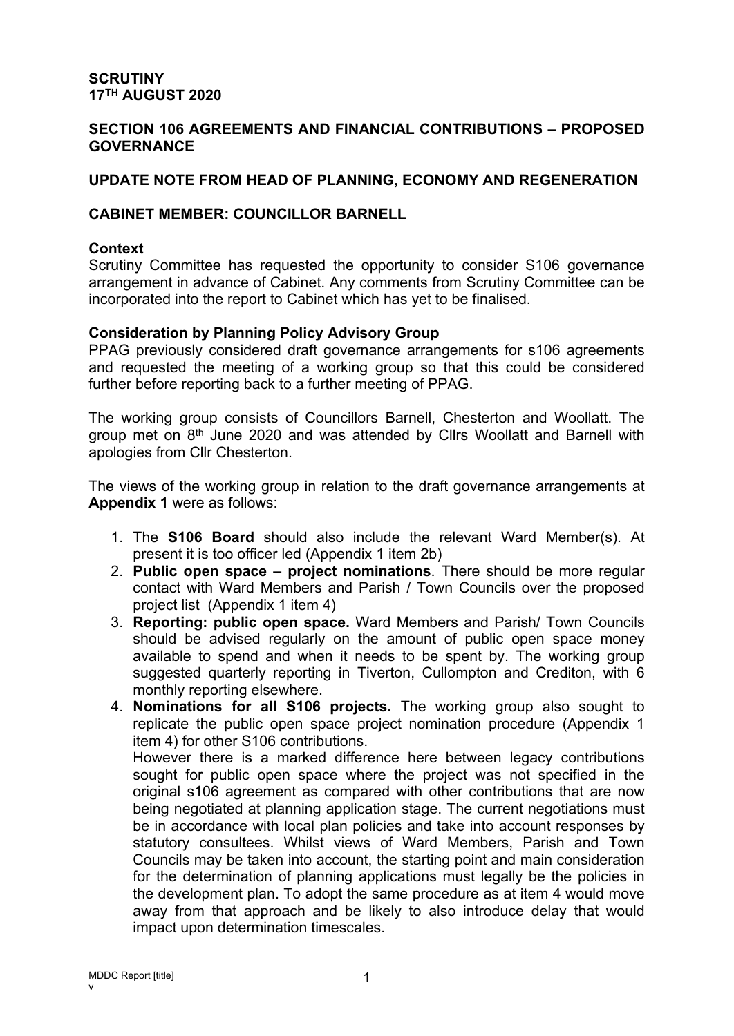**SCRUTINY**
**17TH AUGUST 2020**

**SECTION 106 AGREEMENTS AND FINANCIAL CONTRIBUTIONS – PROPOSED GOVERNANCE**

**UPDATE NOTE FROM HEAD OF PLANNING, ECONOMY AND REGENERATION**

**CABINET MEMBER: COUNCILLOR BARNELL**

**Context**

Scrutiny Committee has requested the opportunity to consider S106 governance arrangement in advance of Cabinet. Any comments from Scrutiny Committee can be incorporated into the report to Cabinet which has yet to be finalised.

**Consideration by Planning Policy Advisory Group**

PPAG previously considered draft governance arrangements for s106 agreements and requested the meeting of a working group so that this could be considered further before reporting back to a further meeting of PPAG.

The working group consists of Councillors Barnell, Chesterton and Woollatt. The group met on 8th June 2020 and was attended by Cllrs Woollatt and Barnell with apologies from Cllr Chesterton.

The views of the working group in relation to the draft governance arrangements at **Appendix 1** were as follows:

1. The **S106 Board** should also include the relevant Ward Member(s). At present it is too officer led (Appendix 1 item 2b)
2. **Public open space – project nominations**. There should be more regular contact with Ward Members and Parish / Town Councils over the proposed project list (Appendix 1 item 4)
3. **Reporting: public open space.** Ward Members and Parish/ Town Councils should be advised regularly on the amount of public open space money available to spend and when it needs to be spent by. The working group suggested quarterly reporting in Tiverton, Cullompton and Crediton, with 6 monthly reporting elsewhere.
4. **Nominations for all S106 projects.** The working group also sought to replicate the public open space project nomination procedure (Appendix 1 item 4) for other S106 contributions.
   However there is a marked difference here between legacy contributions sought for public open space where the project was not specified in the original s106 agreement as compared with other contributions that are now being negotiated at planning application stage. The current negotiations must be in accordance with local plan policies and take into account responses by statutory consultees. Whilst views of Ward Members, Parish and Town Councils may be taken into account, the starting point and main consideration for the determination of planning applications must legally be the policies in the development plan. To adopt the same procedure as at item 4 would move away from that approach and be likely to also introduce delay that would impact upon determination timescales.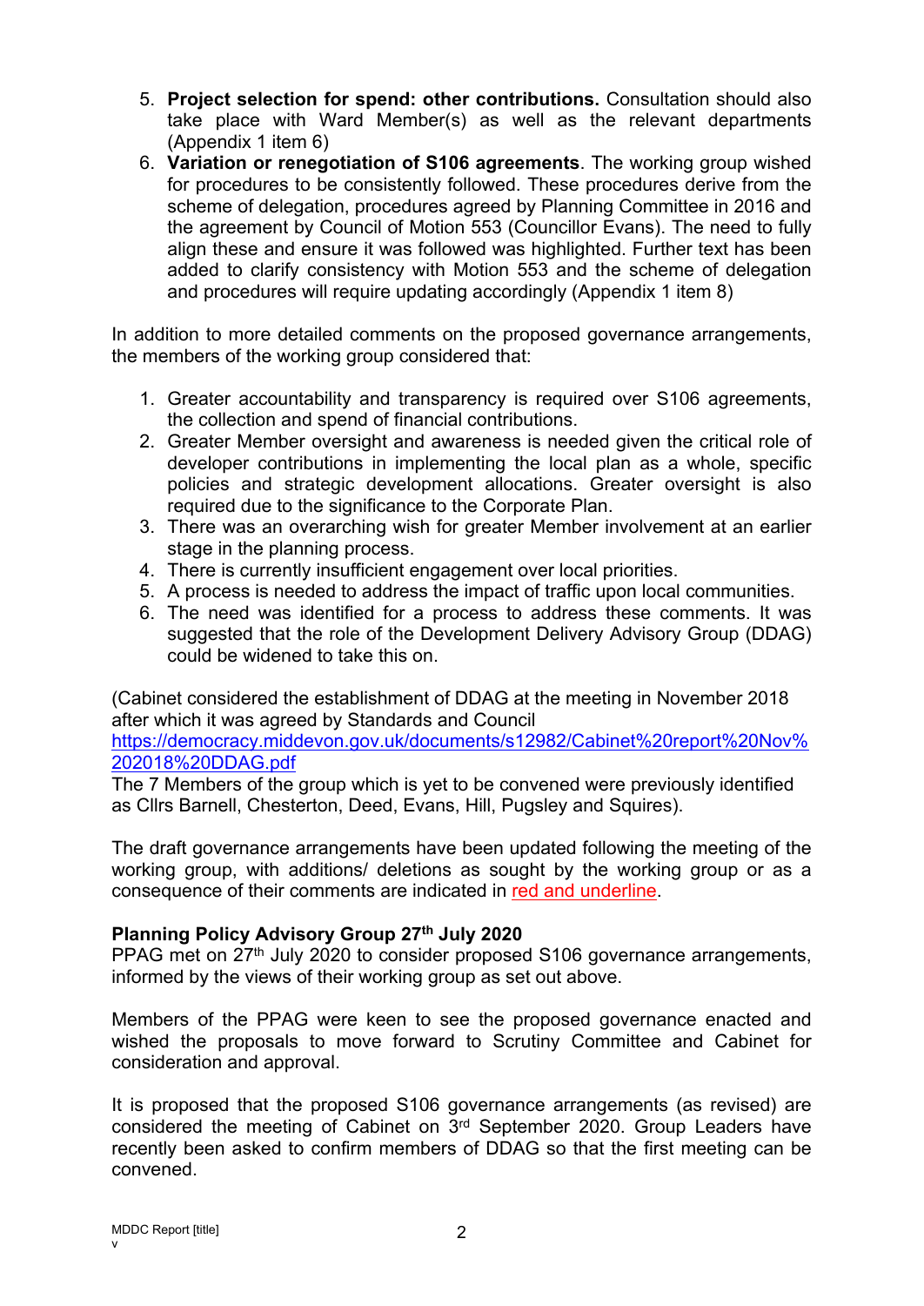5. **Project selection for spend: other contributions.** Consultation should also take place with Ward Member(s) as well as the relevant departments (Appendix 1 item 6)
6. **Variation or renegotiation of S106 agreements**. The working group wished for procedures to be consistently followed. These procedures derive from the scheme of delegation, procedures agreed by Planning Committee in 2016 and the agreement by Council of Motion 553 (Councillor Evans). The need to fully align these and ensure it was followed was highlighted. Further text has been added to clarify consistency with Motion 553 and the scheme of delegation and procedures will require updating accordingly (Appendix 1 item 8)

In addition to more detailed comments on the proposed governance arrangements, the members of the working group considered that:

1. Greater accountability and transparency is required over S106 agreements, the collection and spend of financial contributions.
2. Greater Member oversight and awareness is needed given the critical role of developer contributions in implementing the local plan as a whole, specific policies and strategic development allocations. Greater oversight is also required due to the significance to the Corporate Plan.
3. There was an overarching wish for greater Member involvement at an earlier stage in the planning process.
4. There is currently insufficient engagement over local priorities.
5. A process is needed to address the impact of traffic upon local communities.
6. The need was identified for a process to address these comments. It was suggested that the role of the Development Delivery Advisory Group (DDAG) could be widened to take this on.

(Cabinet considered the establishment of DDAG at the meeting in November 2018 after which it was agreed by Standards and Council
https://democracy.middevon.gov.uk/documents/s12982/Cabinet%20report%20Nov%202018%20DDAG.pdf
The 7 Members of the group which is yet to be convened were previously identified as Cllrs Barnell, Chesterton, Deed, Evans, Hill, Pugsley and Squires).

The draft governance arrangements have been updated following the meeting of the working group, with additions/ deletions as sought by the working group or as a consequence of their comments are indicated in red and underline.

**Planning Policy Advisory Group 27th July 2020**

PPAG met on 27th July 2020 to consider proposed S106 governance arrangements, informed by the views of their working group as set out above.

Members of the PPAG were keen to see the proposed governance enacted and wished the proposals to move forward to Scrutiny Committee and Cabinet for consideration and approval.

It is proposed that the proposed S106 governance arrangements (as revised) are considered the meeting of Cabinet on 3rd September 2020. Group Leaders have recently been asked to confirm members of DDAG so that the first meeting can be convened.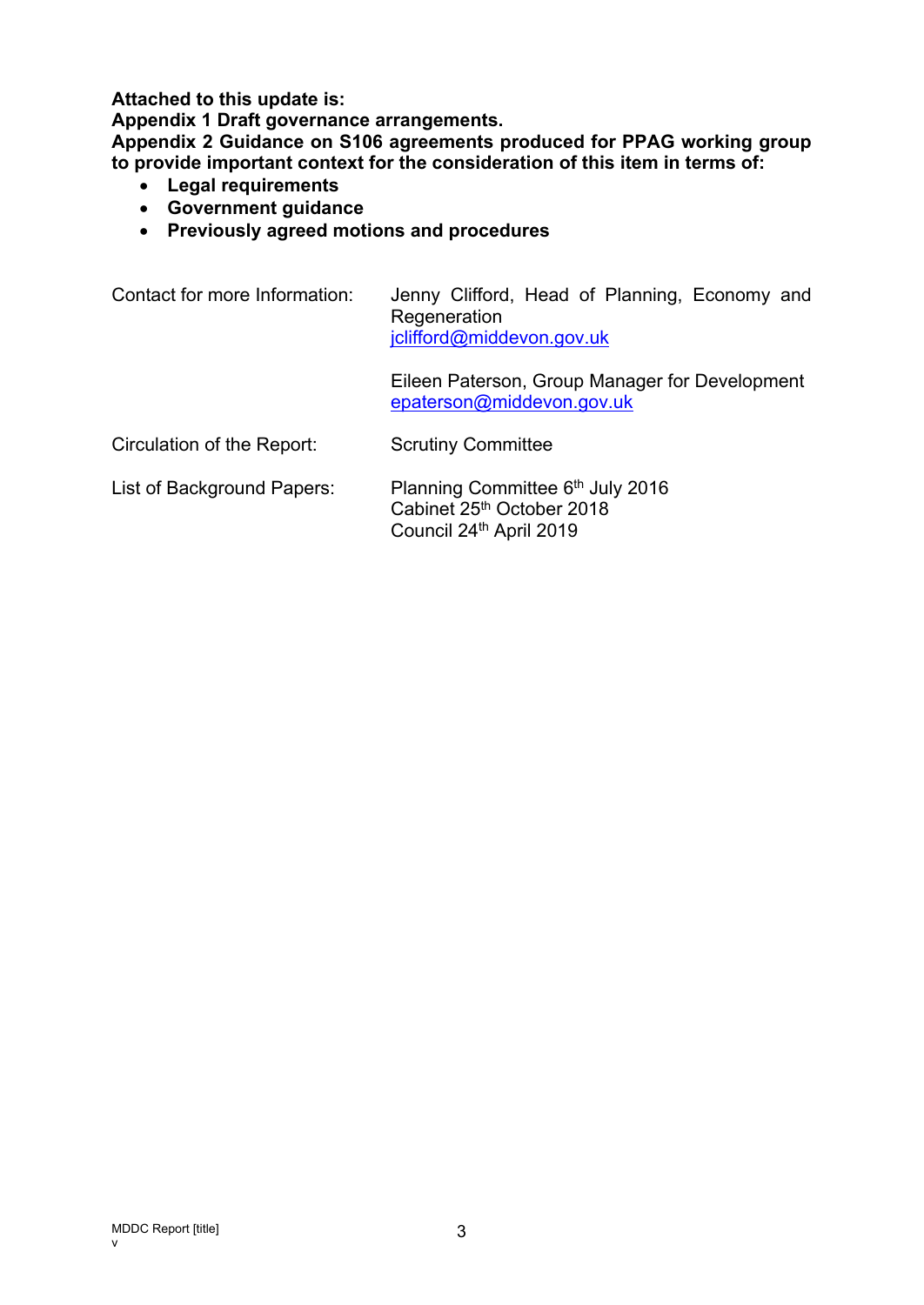**Attached to this update is:**
**Appendix 1 Draft governance arrangements.**
**Appendix 2 Guidance on S106 agreements produced for PPAG working group to provide important context for the consideration of this item in terms of:**

- **Legal requirements**
- **Government guidance**
- **Previously agreed motions and procedures**

| | |
|---|---|
| Contact for more Information: | Jenny Clifford, Head of Planning, Economy and Regeneration<br>jclifford@middevon.gov.uk<br><br>Eileen Paterson, Group Manager for Development<br>epaterson@middevon.gov.uk |
| Circulation of the Report: | Scrutiny Committee |
| List of Background Papers: | Planning Committee 6th July 2016<br>Cabinet 25th October 2018<br>Council 24th April 2019 |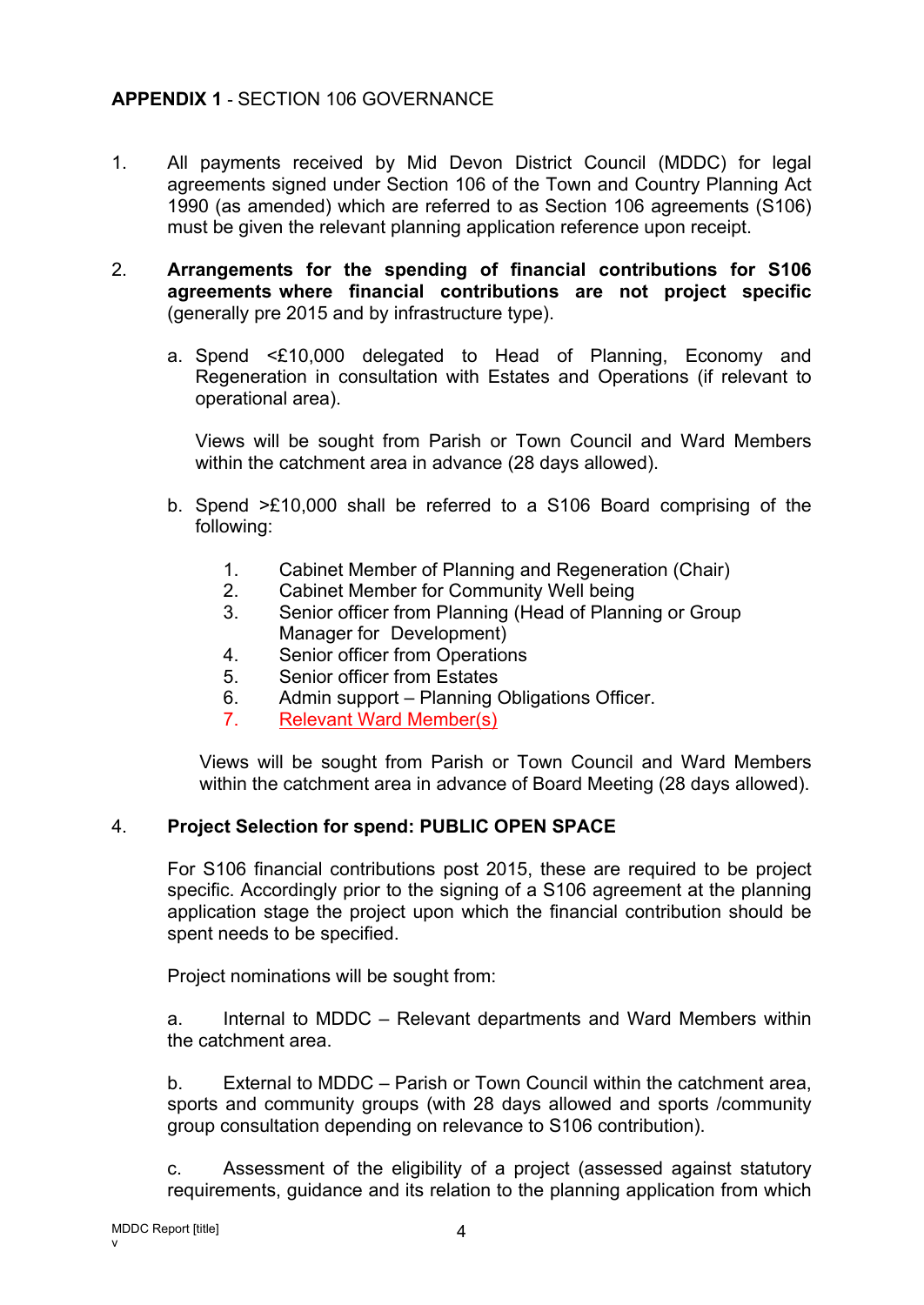**APPENDIX 1** - SECTION 106 GOVERNANCE

1. All payments received by Mid Devon District Council (MDDC) for legal agreements signed under Section 106 of the Town and Country Planning Act 1990 (as amended) which are referred to as Section 106 agreements (S106) must be given the relevant planning application reference upon receipt.

2. **Arrangements for the spending of financial contributions for S106 agreements where financial contributions are not project specific** (generally pre 2015 and by infrastructure type).

   a. Spend <£10,000 delegated to Head of Planning, Economy and Regeneration in consultation with Estates and Operations (if relevant to operational area).

      Views will be sought from Parish or Town Council and Ward Members within the catchment area in advance (28 days allowed).

   b. Spend >£10,000 shall be referred to a S106 Board comprising of the following:

      1. Cabinet Member of Planning and Regeneration (Chair)
      2. Cabinet Member for Community Well being
      3. Senior officer from Planning (Head of Planning or Group Manager for Development)
      4. Senior officer from Operations
      5. Senior officer from Estates
      6. Admin support – Planning Obligations Officer.
      7. Relevant Ward Member(s)

      Views will be sought from Parish or Town Council and Ward Members within the catchment area in advance of Board Meeting (28 days allowed).

4. **Project Selection for spend: PUBLIC OPEN SPACE**

   For S106 financial contributions post 2015, these are required to be project specific. Accordingly prior to the signing of a S106 agreement at the planning application stage the project upon which the financial contribution should be spent needs to be specified.

   Project nominations will be sought from:

   a. Internal to MDDC – Relevant departments and Ward Members within the catchment area.

   b. External to MDDC – Parish or Town Council within the catchment area, sports and community groups (with 28 days allowed and sports /community group consultation depending on relevance to S106 contribution).

   c. Assessment of the eligibility of a project (assessed against statutory requirements, guidance and its relation to the planning application from which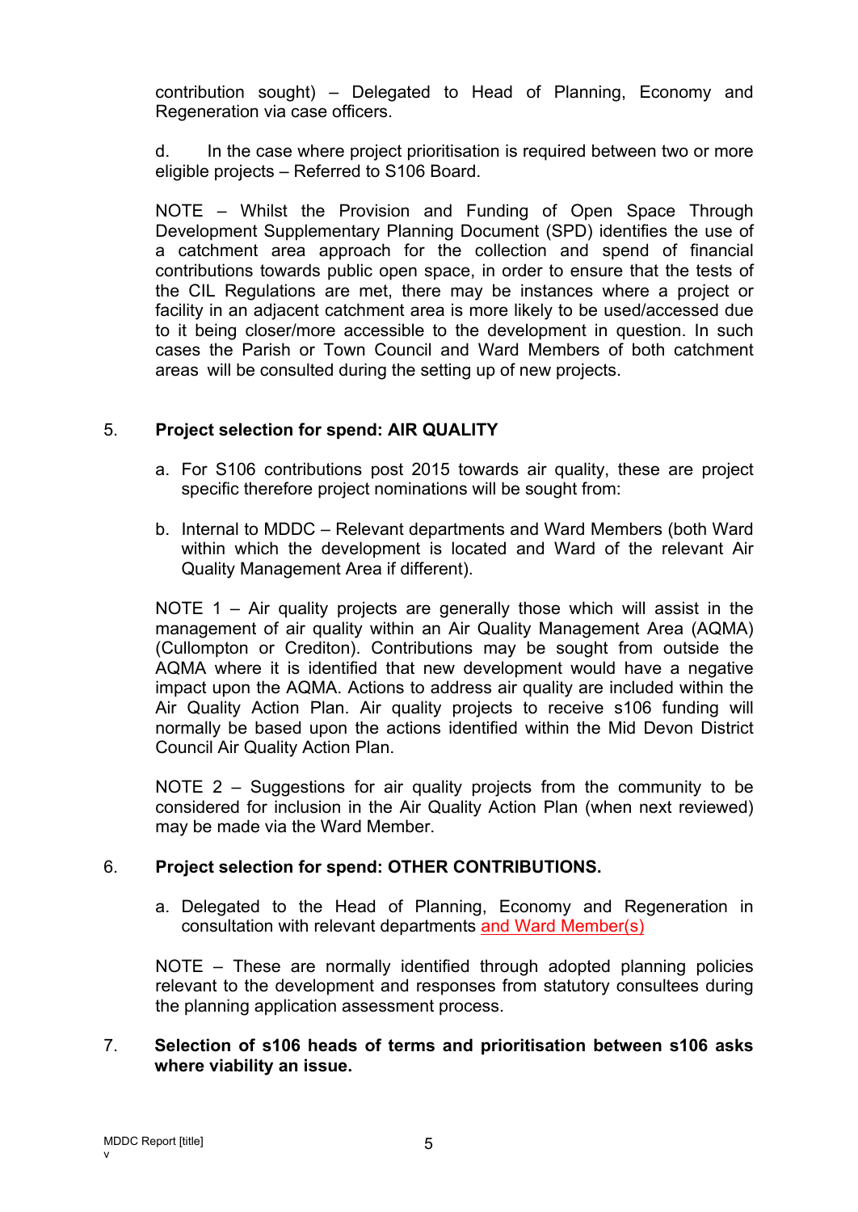contribution sought) – Delegated to Head of Planning, Economy and Regeneration via case officers.

d. In the case where project prioritisation is required between two or more eligible projects – Referred to S106 Board.

NOTE – Whilst the Provision and Funding of Open Space Through Development Supplementary Planning Document (SPD) identifies the use of a catchment area approach for the collection and spend of financial contributions towards public open space, in order to ensure that the tests of the CIL Regulations are met, there may be instances where a project or facility in an adjacent catchment area is more likely to be used/accessed due to it being closer/more accessible to the development in question. In such cases the Parish or Town Council and Ward Members of both catchment areas will be consulted during the setting up of new projects.

5. **Project selection for spend: AIR QUALITY**

a. For S106 contributions post 2015 towards air quality, these are project specific therefore project nominations will be sought from:

b. Internal to MDDC – Relevant departments and Ward Members (both Ward within which the development is located and Ward of the relevant Air Quality Management Area if different).

NOTE 1 – Air quality projects are generally those which will assist in the management of air quality within an Air Quality Management Area (AQMA) (Cullompton or Crediton). Contributions may be sought from outside the AQMA where it is identified that new development would have a negative impact upon the AQMA. Actions to address air quality are included within the Air Quality Action Plan. Air quality projects to receive s106 funding will normally be based upon the actions identified within the Mid Devon District Council Air Quality Action Plan.

NOTE 2 – Suggestions for air quality projects from the community to be considered for inclusion in the Air Quality Action Plan (when next reviewed) may be made via the Ward Member.

6. **Project selection for spend: OTHER CONTRIBUTIONS.**

a. Delegated to the Head of Planning, Economy and Regeneration in consultation with relevant departments and Ward Member(s)

NOTE – These are normally identified through adopted planning policies relevant to the development and responses from statutory consultees during the planning application assessment process.

7. **Selection of s106 heads of terms and prioritisation between s106 asks where viability an issue.**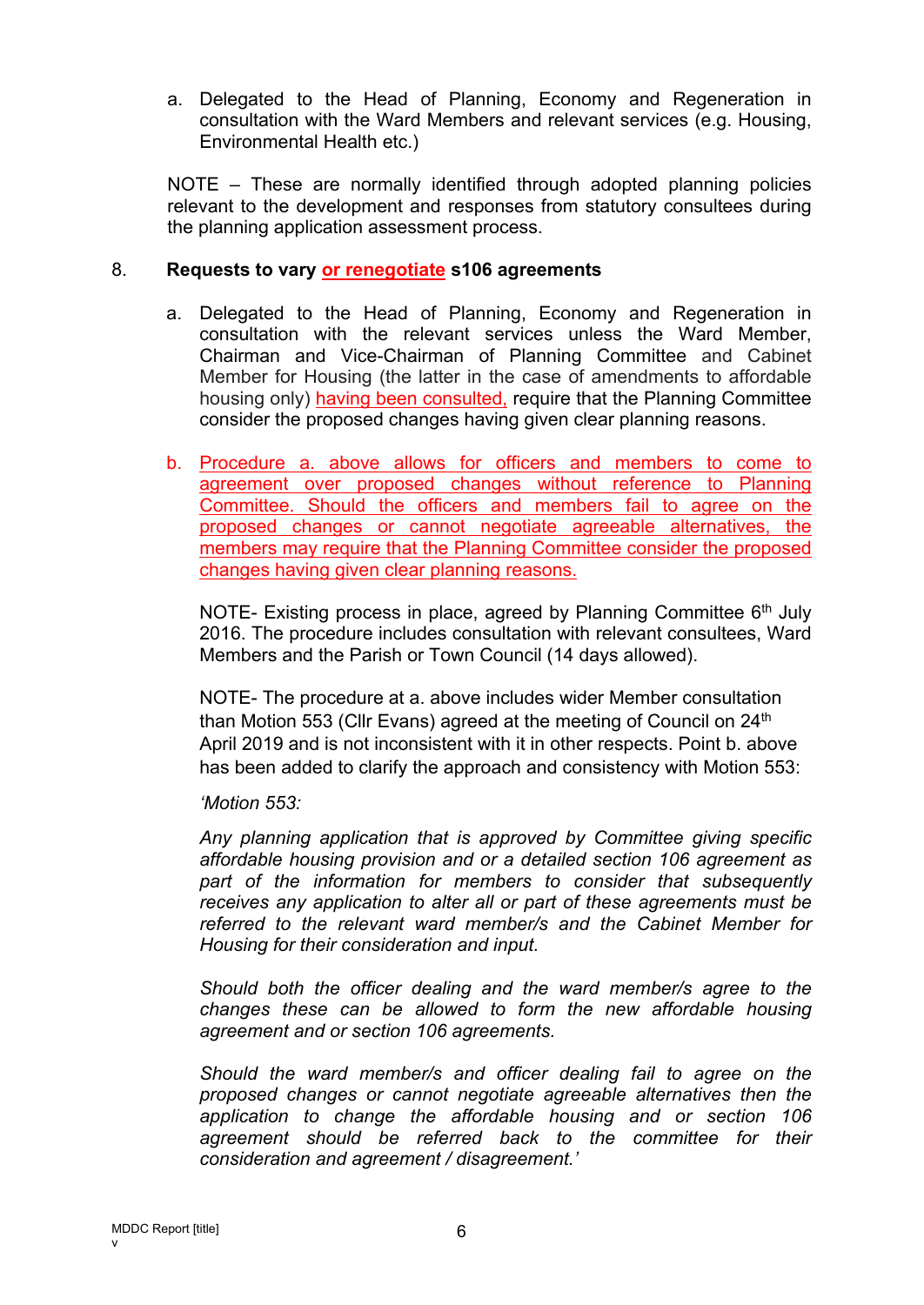a. Delegated to the Head of Planning, Economy and Regeneration in consultation with the Ward Members and relevant services (e.g. Housing, Environmental Health etc.)

NOTE – These are normally identified through adopted planning policies relevant to the development and responses from statutory consultees during the planning application assessment process.

8. **Requests to vary or renegotiate s106 agreements**

a. Delegated to the Head of Planning, Economy and Regeneration in consultation with the relevant services unless the Ward Member, Chairman and Vice-Chairman of Planning Committee and Cabinet Member for Housing (the latter in the case of amendments to affordable housing only) having been consulted, require that the Planning Committee consider the proposed changes having given clear planning reasons.

b. Procedure a. above allows for officers and members to come to agreement over proposed changes without reference to Planning Committee. Should the officers and members fail to agree on the proposed changes or cannot negotiate agreeable alternatives, the members may require that the Planning Committee consider the proposed changes having given clear planning reasons.

NOTE- Existing process in place, agreed by Planning Committee 6th July 2016. The procedure includes consultation with relevant consultees, Ward Members and the Parish or Town Council (14 days allowed).

NOTE- The procedure at a. above includes wider Member consultation than Motion 553 (Cllr Evans) agreed at the meeting of Council on 24th April 2019 and is not inconsistent with it in other respects. Point b. above has been added to clarify the approach and consistency with Motion 553:

*'Motion 553:*

*Any planning application that is approved by Committee giving specific affordable housing provision and or a detailed section 106 agreement as part of the information for members to consider that subsequently receives any application to alter all or part of these agreements must be referred to the relevant ward member/s and the Cabinet Member for Housing for their consideration and input.*

*Should both the officer dealing and the ward member/s agree to the changes these can be allowed to form the new affordable housing agreement and or section 106 agreements.*

*Should the ward member/s and officer dealing fail to agree on the proposed changes or cannot negotiate agreeable alternatives then the application to change the affordable housing and or section 106 agreement should be referred back to the committee for their consideration and agreement / disagreement.'*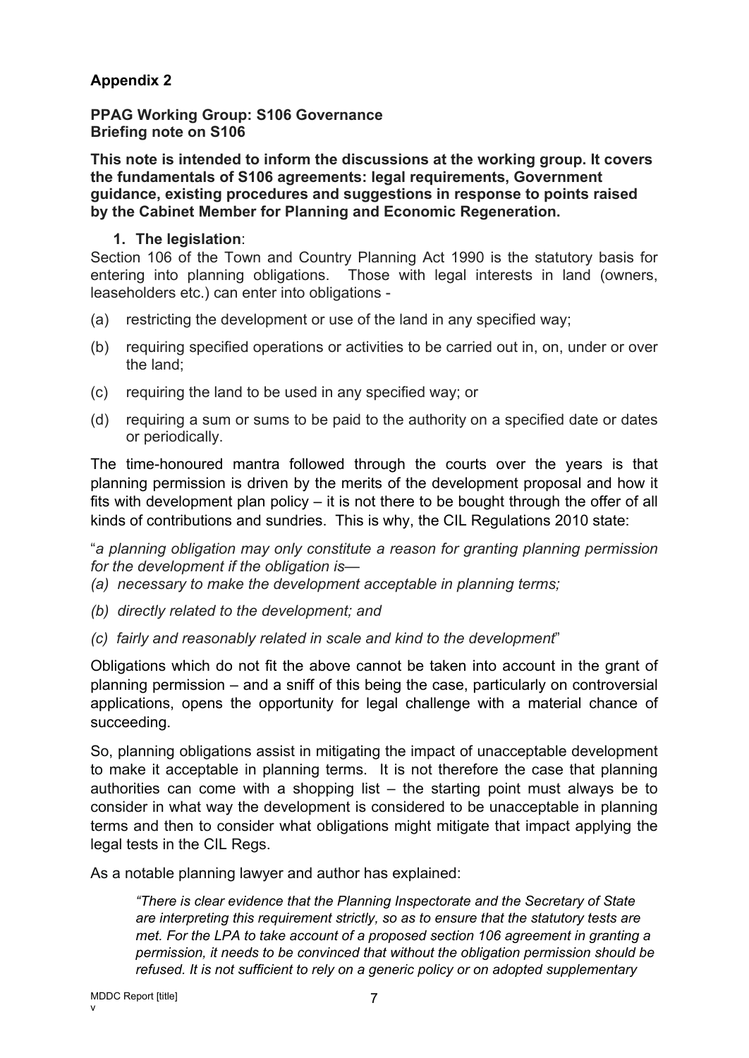**Appendix 2**

**PPAG Working Group: S106 Governance**
**Briefing note on S106**

**This note is intended to inform the discussions at the working group. It covers the fundamentals of S106 agreements: legal requirements, Government guidance, existing procedures and suggestions in response to points raised by the Cabinet Member for Planning and Economic Regeneration.**

1. **The legislation**:

Section 106 of the Town and Country Planning Act 1990 is the statutory basis for entering into planning obligations. Those with legal interests in land (owners, leaseholders etc.) can enter into obligations -

(a) restricting the development or use of the land in any specified way;

(b) requiring specified operations or activities to be carried out in, on, under or over the land;

(c) requiring the land to be used in any specified way; or

(d) requiring a sum or sums to be paid to the authority on a specified date or dates or periodically.

The time-honoured mantra followed through the courts over the years is that planning permission is driven by the merits of the development proposal and how it fits with development plan policy – it is not there to be bought through the offer of all kinds of contributions and sundries. This is why, the CIL Regulations 2010 state:

"*a planning obligation may only constitute a reason for granting planning permission for the development if the obligation is—*

*(a) necessary to make the development acceptable in planning terms;*

*(b) directly related to the development; and*

*(c) fairly and reasonably related in scale and kind to the development*"

Obligations which do not fit the above cannot be taken into account in the grant of planning permission – and a sniff of this being the case, particularly on controversial applications, opens the opportunity for legal challenge with a material chance of succeeding.

So, planning obligations assist in mitigating the impact of unacceptable development to make it acceptable in planning terms. It is not therefore the case that planning authorities can come with a shopping list – the starting point must always be to consider in what way the development is considered to be unacceptable in planning terms and then to consider what obligations might mitigate that impact applying the legal tests in the CIL Regs.

As a notable planning lawyer and author has explained:

> *"There is clear evidence that the Planning Inspectorate and the Secretary of State are interpreting this requirement strictly, so as to ensure that the statutory tests are met. For the LPA to take account of a proposed section 106 agreement in granting a permission, it needs to be convinced that without the obligation permission should be refused. It is not sufficient to rely on a generic policy or on adopted supplementary*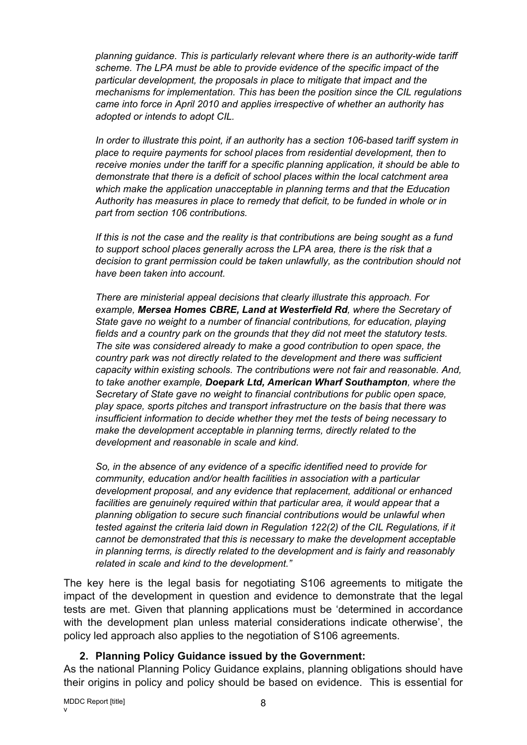*planning guidance. This is particularly relevant where there is an authority-wide tariff scheme. The LPA must be able to provide evidence of the specific impact of the particular development, the proposals in place to mitigate that impact and the mechanisms for implementation. This has been the position since the CIL regulations came into force in April 2010 and applies irrespective of whether an authority has adopted or intends to adopt CIL.*

*In order to illustrate this point, if an authority has a section 106-based tariff system in place to require payments for school places from residential development, then to receive monies under the tariff for a specific planning application, it should be able to demonstrate that there is a deficit of school places within the local catchment area which make the application unacceptable in planning terms and that the Education Authority has measures in place to remedy that deficit, to be funded in whole or in part from section 106 contributions.*

*If this is not the case and the reality is that contributions are being sought as a fund to support school places generally across the LPA area, there is the risk that a decision to grant permission could be taken unlawfully, as the contribution should not have been taken into account.*

*There are ministerial appeal decisions that clearly illustrate this approach. For example, **Mersea Homes CBRE, Land at Westerfield Rd**, where the Secretary of State gave no weight to a number of financial contributions, for education, playing fields and a country park on the grounds that they did not meet the statutory tests. The site was considered already to make a good contribution to open space, the country park was not directly related to the development and there was sufficient capacity within existing schools. The contributions were not fair and reasonable. And, to take another example, **Doepark Ltd, American Wharf Southampton**, where the Secretary of State gave no weight to financial contributions for public open space, play space, sports pitches and transport infrastructure on the basis that there was insufficient information to decide whether they met the tests of being necessary to make the development acceptable in planning terms, directly related to the development and reasonable in scale and kind.*

*So, in the absence of any evidence of a specific identified need to provide for community, education and/or health facilities in association with a particular development proposal, and any evidence that replacement, additional or enhanced facilities are genuinely required within that particular area, it would appear that a planning obligation to secure such financial contributions would be unlawful when tested against the criteria laid down in Regulation 122(2) of the CIL Regulations, if it cannot be demonstrated that this is necessary to make the development acceptable in planning terms, is directly related to the development and is fairly and reasonably related in scale and kind to the development."*

The key here is the legal basis for negotiating S106 agreements to mitigate the impact of the development in question and evidence to demonstrate that the legal tests are met. Given that planning applications must be 'determined in accordance with the development plan unless material considerations indicate otherwise', the policy led approach also applies to the negotiation of S106 agreements.

### 2. Planning Policy Guidance issued by the Government:

As the national Planning Policy Guidance explains, planning obligations should have their origins in policy and policy should be based on evidence. This is essential for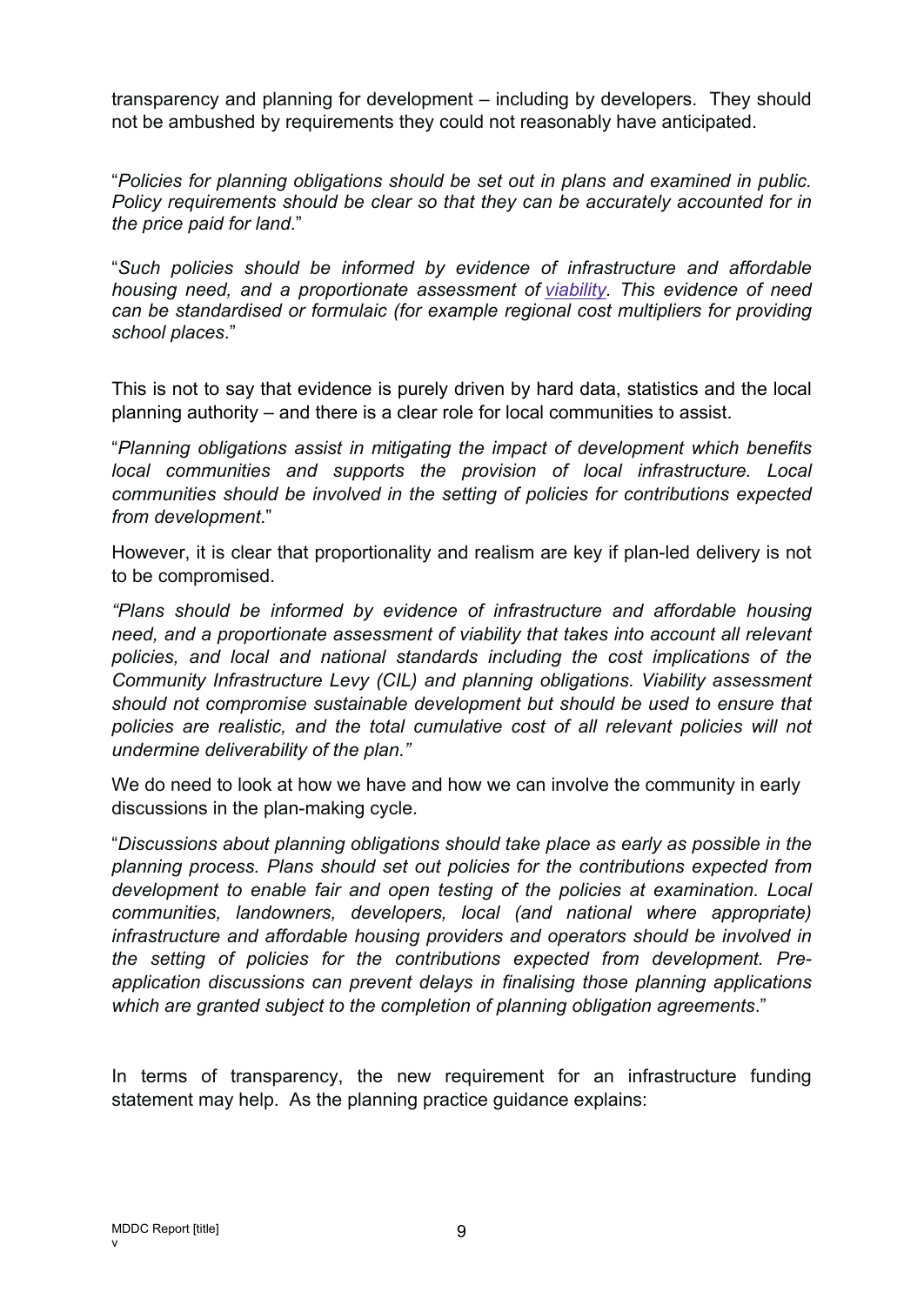transparency and planning for development – including by developers. They should not be ambushed by requirements they could not reasonably have anticipated.

"*Policies for planning obligations should be set out in plans and examined in public. Policy requirements should be clear so that they can be accurately accounted for in the price paid for land*."

"*Such policies should be informed by evidence of infrastructure and affordable housing need, and a proportionate assessment of viability. This evidence of need can be standardised or formulaic (for example regional cost multipliers for providing school places*."

This is not to say that evidence is purely driven by hard data, statistics and the local planning authority – and there is a clear role for local communities to assist.

"*Planning obligations assist in mitigating the impact of development which benefits local communities and supports the provision of local infrastructure. Local communities should be involved in the setting of policies for contributions expected from development*."

However, it is clear that proportionality and realism are key if plan-led delivery is not to be compromised.

*"Plans should be informed by evidence of infrastructure and affordable housing need, and a proportionate assessment of viability that takes into account all relevant policies, and local and national standards including the cost implications of the Community Infrastructure Levy (CIL) and planning obligations. Viability assessment should not compromise sustainable development but should be used to ensure that policies are realistic, and the total cumulative cost of all relevant policies will not undermine deliverability of the plan."*

We do need to look at how we have and how we can involve the community in early discussions in the plan-making cycle.

"*Discussions about planning obligations should take place as early as possible in the planning process. Plans should set out policies for the contributions expected from development to enable fair and open testing of the policies at examination. Local communities, landowners, developers, local (and national where appropriate) infrastructure and affordable housing providers and operators should be involved in the setting of policies for the contributions expected from development. Pre-application discussions can prevent delays in finalising those planning applications which are granted subject to the completion of planning obligation agreements*."

In terms of transparency, the new requirement for an infrastructure funding statement may help. As the planning practice guidance explains: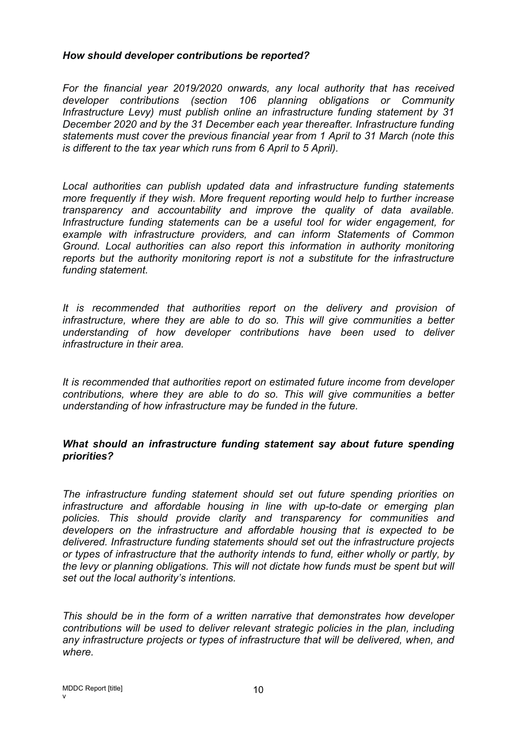***How should developer contributions be reported?***

*For the financial year 2019/2020 onwards, any local authority that has received developer contributions (section 106 planning obligations or Community Infrastructure Levy) must publish online an infrastructure funding statement by 31 December 2020 and by the 31 December each year thereafter. Infrastructure funding statements must cover the previous financial year from 1 April to 31 March (note this is different to the tax year which runs from 6 April to 5 April).*

*Local authorities can publish updated data and infrastructure funding statements more frequently if they wish. More frequent reporting would help to further increase transparency and accountability and improve the quality of data available. Infrastructure funding statements can be a useful tool for wider engagement, for example with infrastructure providers, and can inform Statements of Common Ground. Local authorities can also report this information in authority monitoring reports but the authority monitoring report is not a substitute for the infrastructure funding statement.*

*It is recommended that authorities report on the delivery and provision of infrastructure, where they are able to do so. This will give communities a better understanding of how developer contributions have been used to deliver infrastructure in their area.*

*It is recommended that authorities report on estimated future income from developer contributions, where they are able to do so. This will give communities a better understanding of how infrastructure may be funded in the future.*

***What should an infrastructure funding statement say about future spending priorities?***

*The infrastructure funding statement should set out future spending priorities on infrastructure and affordable housing in line with up-to-date or emerging plan policies. This should provide clarity and transparency for communities and developers on the infrastructure and affordable housing that is expected to be delivered. Infrastructure funding statements should set out the infrastructure projects or types of infrastructure that the authority intends to fund, either wholly or partly, by the levy or planning obligations. This will not dictate how funds must be spent but will set out the local authority's intentions.*

*This should be in the form of a written narrative that demonstrates how developer contributions will be used to deliver relevant strategic policies in the plan, including any infrastructure projects or types of infrastructure that will be delivered, when, and where.*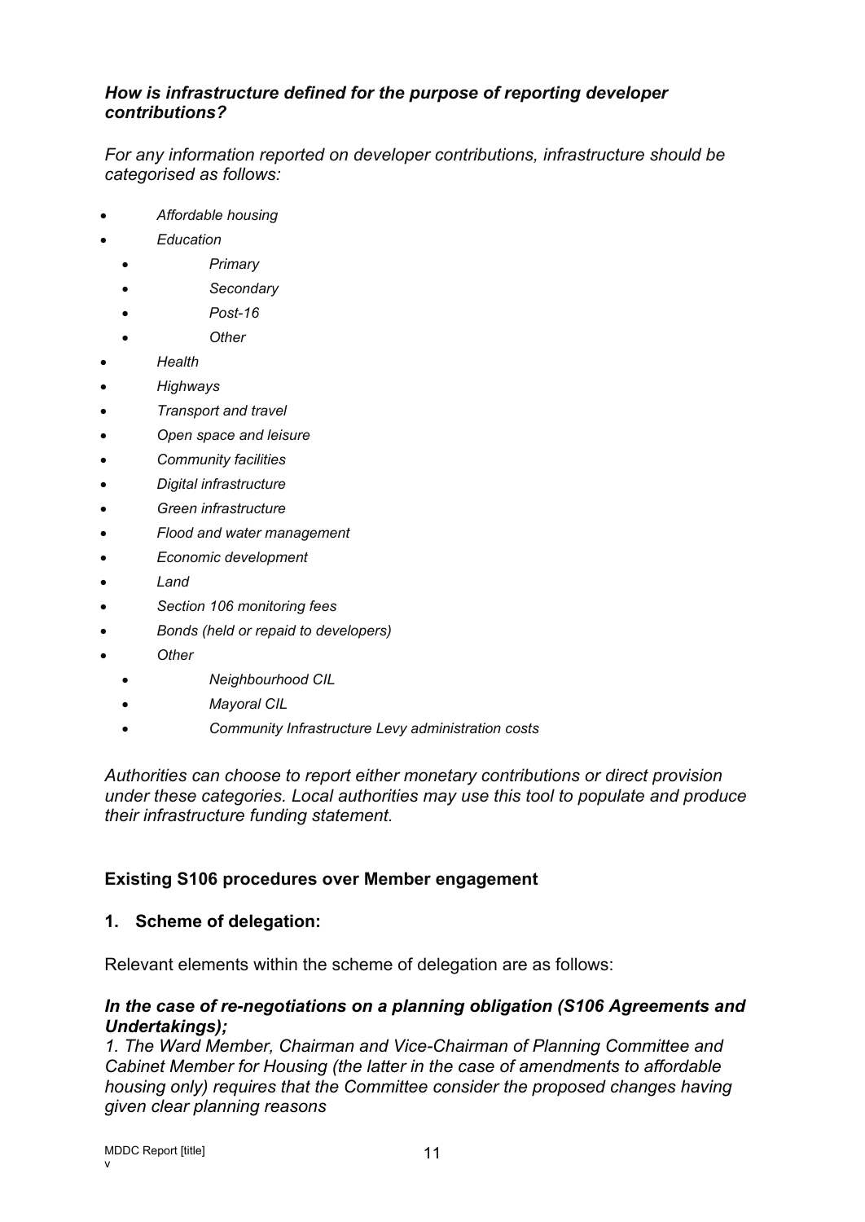***How is infrastructure defined for the purpose of reporting developer contributions?***

*For any information reported on developer contributions, infrastructure should be categorised as follows:*

- *Affordable housing*
- *Education*
  - *Primary*
  - *Secondary*
  - *Post-16*
  - *Other*
- *Health*
- *Highways*
- *Transport and travel*
- *Open space and leisure*
- *Community facilities*
- *Digital infrastructure*
- *Green infrastructure*
- *Flood and water management*
- *Economic development*
- *Land*
- *Section 106 monitoring fees*
- *Bonds (held or repaid to developers)*
- *Other*
  - *Neighbourhood CIL*
  - *Mayoral CIL*
  - *Community Infrastructure Levy administration costs*

*Authorities can choose to report either monetary contributions or direct provision under these categories. Local authorities may use this tool to populate and produce their infrastructure funding statement.*

## Existing S106 procedures over Member engagement

### 1. Scheme of delegation:

Relevant elements within the scheme of delegation are as follows:

***In the case of re-negotiations on a planning obligation (S106 Agreements and Undertakings);***

*1. The Ward Member, Chairman and Vice-Chairman of Planning Committee and Cabinet Member for Housing (the latter in the case of amendments to affordable housing only) requires that the Committee consider the proposed changes having given clear planning reasons*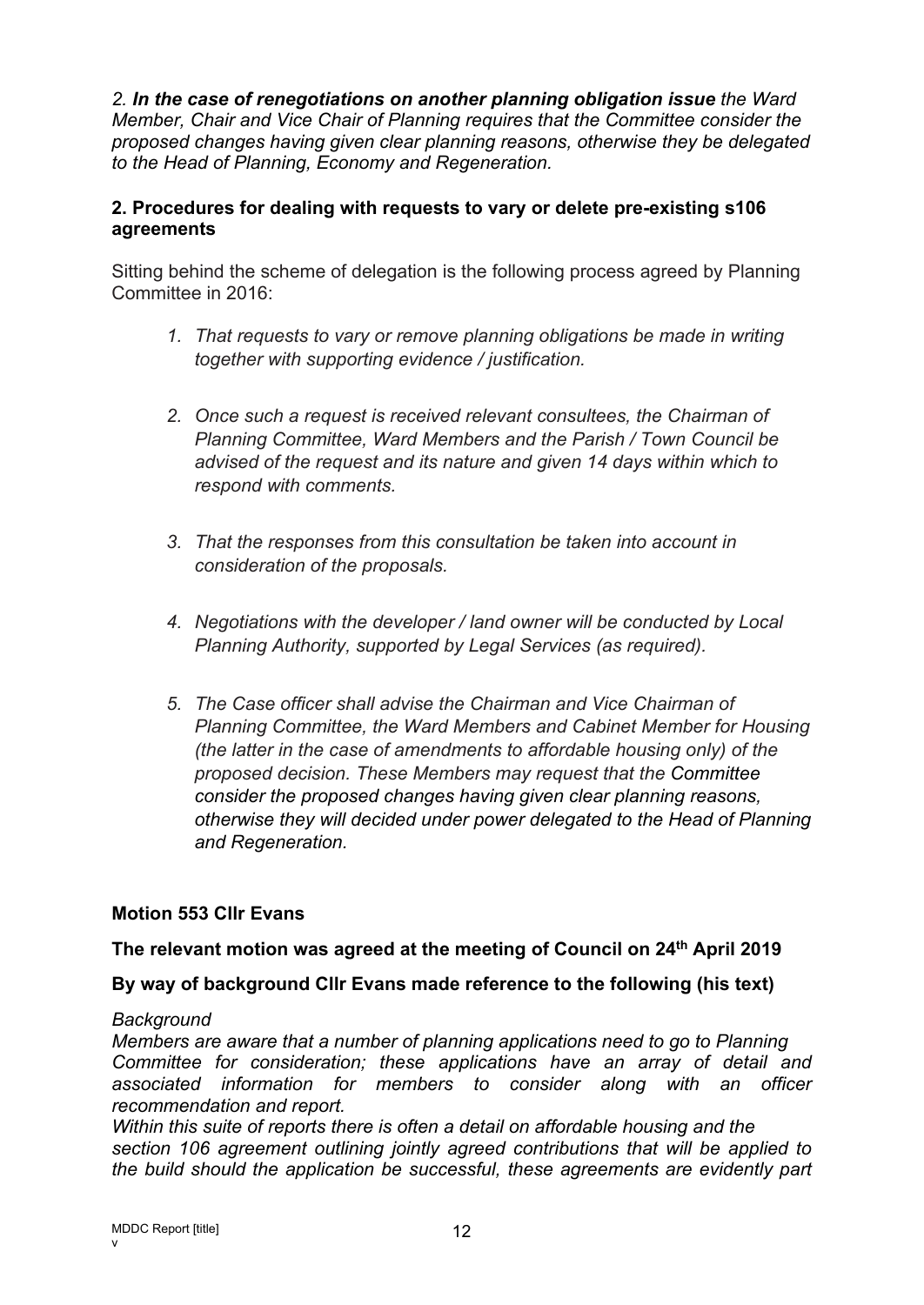*2. **In the case of renegotiations on another planning obligation issue** the Ward Member, Chair and Vice Chair of Planning requires that the Committee consider the proposed changes having given clear planning reasons, otherwise they be delegated to the Head of Planning, Economy and Regeneration.*

**2. Procedures for dealing with requests to vary or delete pre-existing s106 agreements**

Sitting behind the scheme of delegation is the following process agreed by Planning Committee in 2016:

1. *That requests to vary or remove planning obligations be made in writing together with supporting evidence / justification.*

2. *Once such a request is received relevant consultees, the Chairman of Planning Committee, Ward Members and the Parish / Town Council be advised of the request and its nature and given 14 days within which to respond with comments.*

3. *That the responses from this consultation be taken into account in consideration of the proposals.*

4. *Negotiations with the developer / land owner will be conducted by Local Planning Authority, supported by Legal Services (as required).*

5. *The Case officer shall advise the Chairman and Vice Chairman of Planning Committee, the Ward Members and Cabinet Member for Housing (the latter in the case of amendments to affordable housing only) of the proposed decision. These Members may request that the Committee consider the proposed changes having given clear planning reasons, otherwise they will decided under power delegated to the Head of Planning and Regeneration.*

**Motion 553 Cllr Evans**

**The relevant motion was agreed at the meeting of Council on 24th April 2019**

**By way of background Cllr Evans made reference to the following (his text)**

*Background*
*Members are aware that a number of planning applications need to go to Planning Committee for consideration; these applications have an array of detail and associated information for members to consider along with an officer recommendation and report.*
*Within this suite of reports there is often a detail on affordable housing and the section 106 agreement outlining jointly agreed contributions that will be applied to the build should the application be successful, these agreements are evidently part*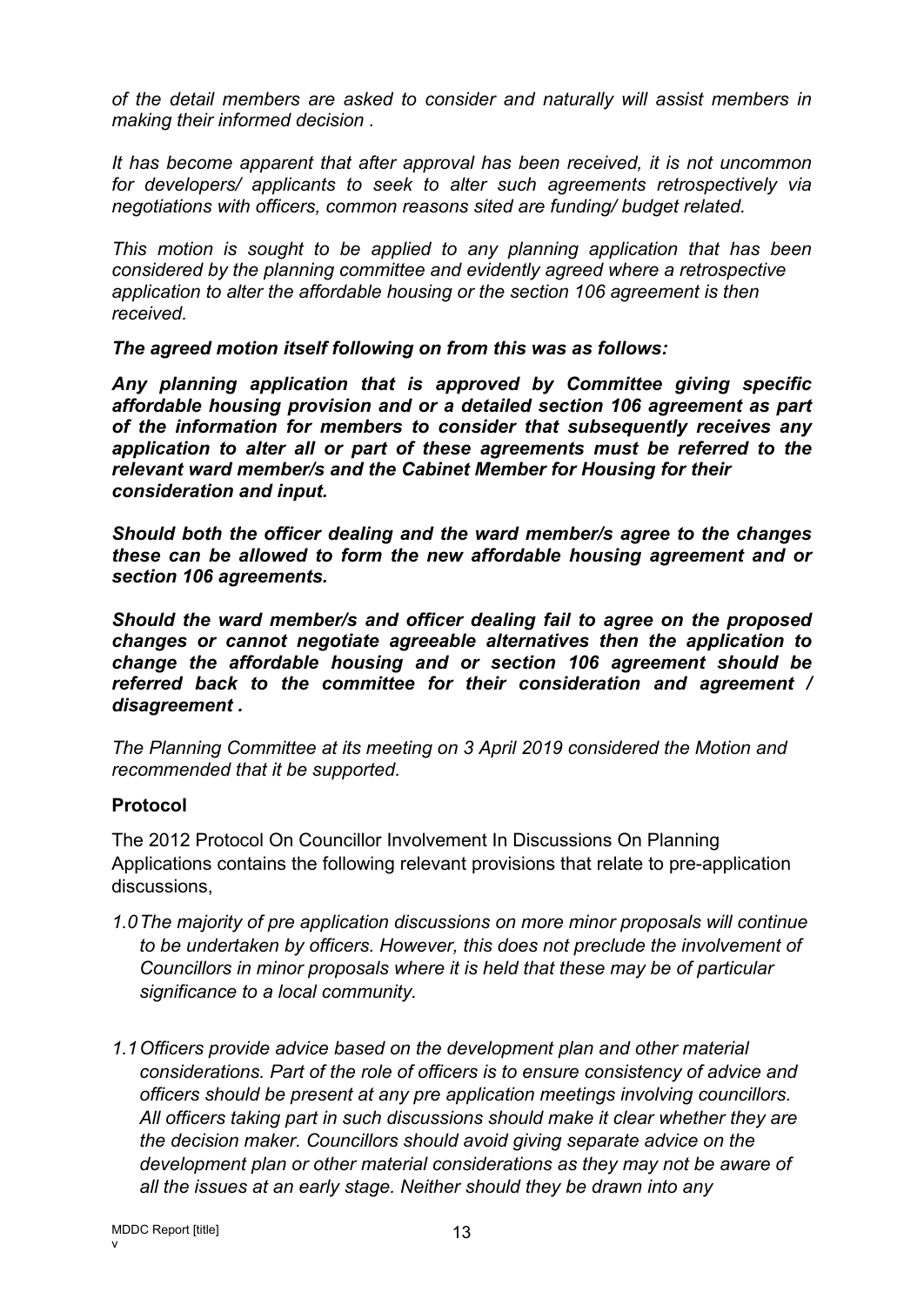*of the detail members are asked to consider and naturally will assist members in making their informed decision .*

*It has become apparent that after approval has been received, it is not uncommon for developers/ applicants to seek to alter such agreements retrospectively via negotiations with officers, common reasons sited are funding/ budget related.*

*This motion is sought to be applied to any planning application that has been considered by the planning committee and evidently agreed where a retrospective application to alter the affordable housing or the section 106 agreement is then received.*

***The agreed motion itself following on from this was as follows:***

***Any planning application that is approved by Committee giving specific affordable housing provision and or a detailed section 106 agreement as part of the information for members to consider that subsequently receives any application to alter all or part of these agreements must be referred to the relevant ward member/s and the Cabinet Member for Housing for their consideration and input.***

***Should both the officer dealing and the ward member/s agree to the changes these can be allowed to form the new affordable housing agreement and or section 106 agreements.***

***Should the ward member/s and officer dealing fail to agree on the proposed changes or cannot negotiate agreeable alternatives then the application to change the affordable housing and or section 106 agreement should be referred back to the committee for their consideration and agreement / disagreement .***

*The Planning Committee at its meeting on 3 April 2019 considered the Motion and recommended that it be supported.*

**Protocol**

The 2012 Protocol On Councillor Involvement In Discussions On Planning Applications contains the following relevant provisions that relate to pre-application discussions,

*1.0 The majority of pre application discussions on more minor proposals will continue to be undertaken by officers. However, this does not preclude the involvement of Councillors in minor proposals where it is held that these may be of particular significance to a local community.*

*1.1 Officers provide advice based on the development plan and other material considerations. Part of the role of officers is to ensure consistency of advice and officers should be present at any pre application meetings involving councillors. All officers taking part in such discussions should make it clear whether they are the decision maker. Councillors should avoid giving separate advice on the development plan or other material considerations as they may not be aware of all the issues at an early stage. Neither should they be drawn into any*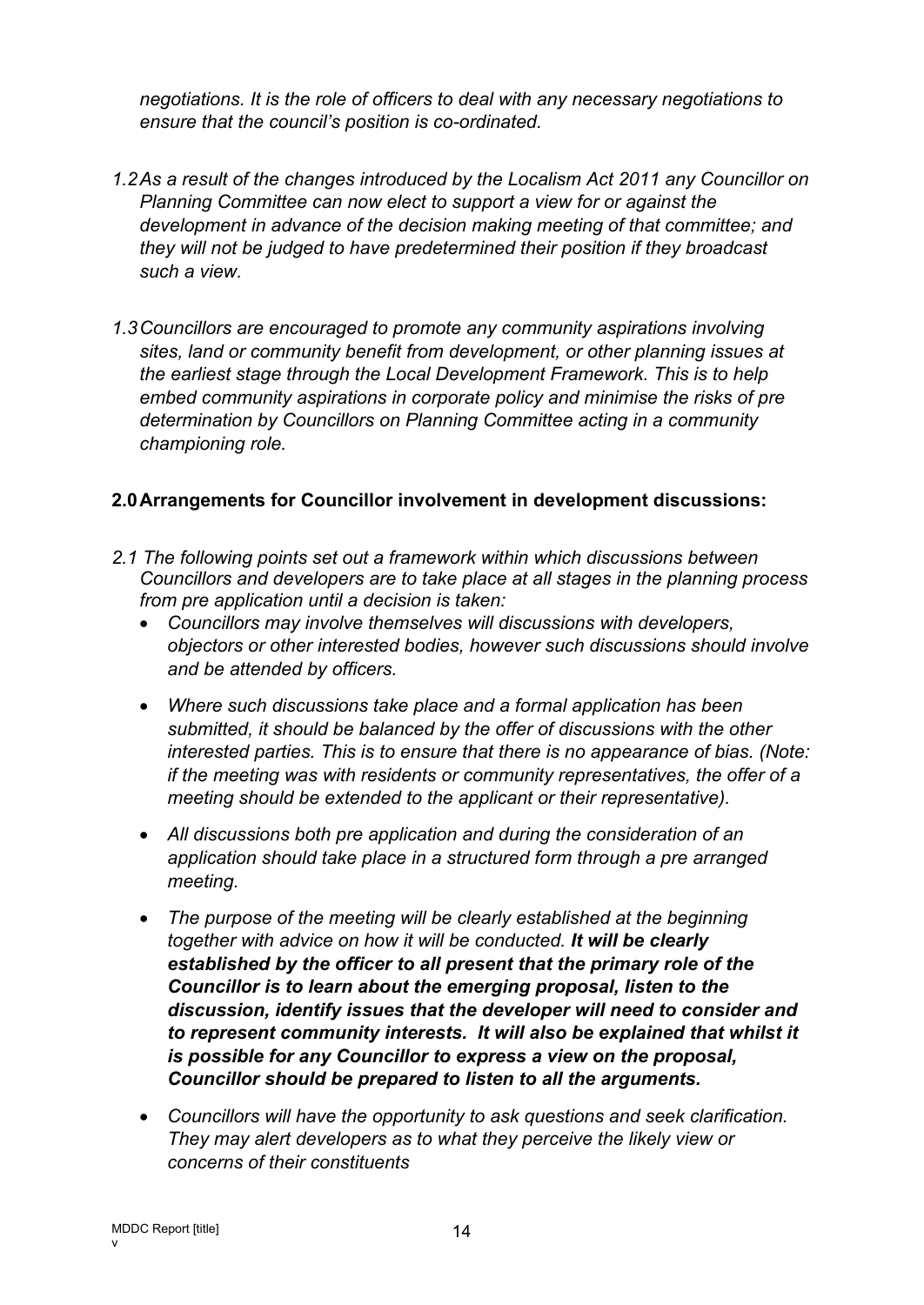*negotiations. It is the role of officers to deal with any necessary negotiations to ensure that the council's position is co-ordinated.*

*1.2 As a result of the changes introduced by the Localism Act 2011 any Councillor on Planning Committee can now elect to support a view for or against the development in advance of the decision making meeting of that committee; and they will not be judged to have predetermined their position if they broadcast such a view.*

*1.3 Councillors are encouraged to promote any community aspirations involving sites, land or community benefit from development, or other planning issues at the earliest stage through the Local Development Framework. This is to help embed community aspirations in corporate policy and minimise the risks of pre determination by Councillors on Planning Committee acting in a community championing role.*

## 2.0 Arrangements for Councillor involvement in development discussions:

*2.1 The following points set out a framework within which discussions between Councillors and developers are to take place at all stages in the planning process from pre application until a decision is taken:*

- *Councillors may involve themselves will discussions with developers, objectors or other interested bodies, however such discussions should involve and be attended by officers.*
- *Where such discussions take place and a formal application has been submitted, it should be balanced by the offer of discussions with the other interested parties. This is to ensure that there is no appearance of bias. (Note: if the meeting was with residents or community representatives, the offer of a meeting should be extended to the applicant or their representative).*
- *All discussions both pre application and during the consideration of an application should take place in a structured form through a pre arranged meeting.*
- *The purpose of the meeting will be clearly established at the beginning together with advice on how it will be conducted.* ***It will be clearly established by the officer to all present that the primary role of the Councillor is to learn about the emerging proposal, listen to the discussion, identify issues that the developer will need to consider and to represent community interests. It will also be explained that whilst it is possible for any Councillor to express a view on the proposal, Councillor should be prepared to listen to all the arguments.***
- *Councillors will have the opportunity to ask questions and seek clarification. They may alert developers as to what they perceive the likely view or concerns of their constituents*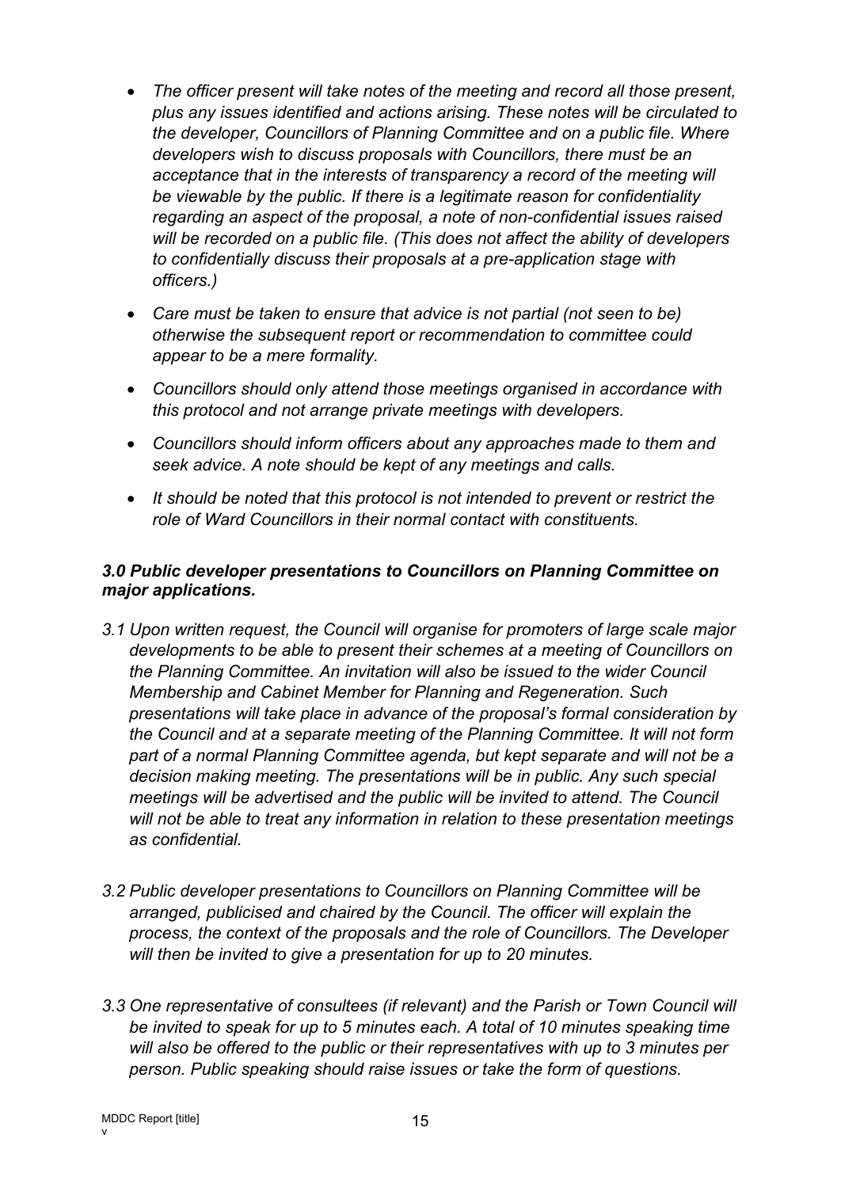- *The officer present will take notes of the meeting and record all those present, plus any issues identified and actions arising. These notes will be circulated to the developer, Councillors of Planning Committee and on a public file. Where developers wish to discuss proposals with Councillors, there must be an acceptance that in the interests of transparency a record of the meeting will be viewable by the public. If there is a legitimate reason for confidentiality regarding an aspect of the proposal, a note of non-confidential issues raised will be recorded on a public file. (This does not affect the ability of developers to confidentially discuss their proposals at a pre-application stage with officers.)*
- *Care must be taken to ensure that advice is not partial (not seen to be) otherwise the subsequent report or recommendation to committee could appear to be a mere formality.*
- *Councillors should only attend those meetings organised in accordance with this protocol and not arrange private meetings with developers.*
- *Councillors should inform officers about any approaches made to them and seek advice. A note should be kept of any meetings and calls.*
- *It should be noted that this protocol is not intended to prevent or restrict the role of Ward Councillors in their normal contact with constituents.*

### *3.0 Public developer presentations to Councillors on Planning Committee on major applications.*

*3.1 Upon written request, the Council will organise for promoters of large scale major developments to be able to present their schemes at a meeting of Councillors on the Planning Committee. An invitation will also be issued to the wider Council Membership and Cabinet Member for Planning and Regeneration. Such presentations will take place in advance of the proposal's formal consideration by the Council and at a separate meeting of the Planning Committee. It will not form part of a normal Planning Committee agenda, but kept separate and will not be a decision making meeting. The presentations will be in public. Any such special meetings will be advertised and the public will be invited to attend. The Council will not be able to treat any information in relation to these presentation meetings as confidential.*

*3.2 Public developer presentations to Councillors on Planning Committee will be arranged, publicised and chaired by the Council. The officer will explain the process, the context of the proposals and the role of Councillors. The Developer will then be invited to give a presentation for up to 20 minutes.*

*3.3 One representative of consultees (if relevant) and the Parish or Town Council will be invited to speak for up to 5 minutes each. A total of 10 minutes speaking time will also be offered to the public or their representatives with up to 3 minutes per person. Public speaking should raise issues or take the form of questions.*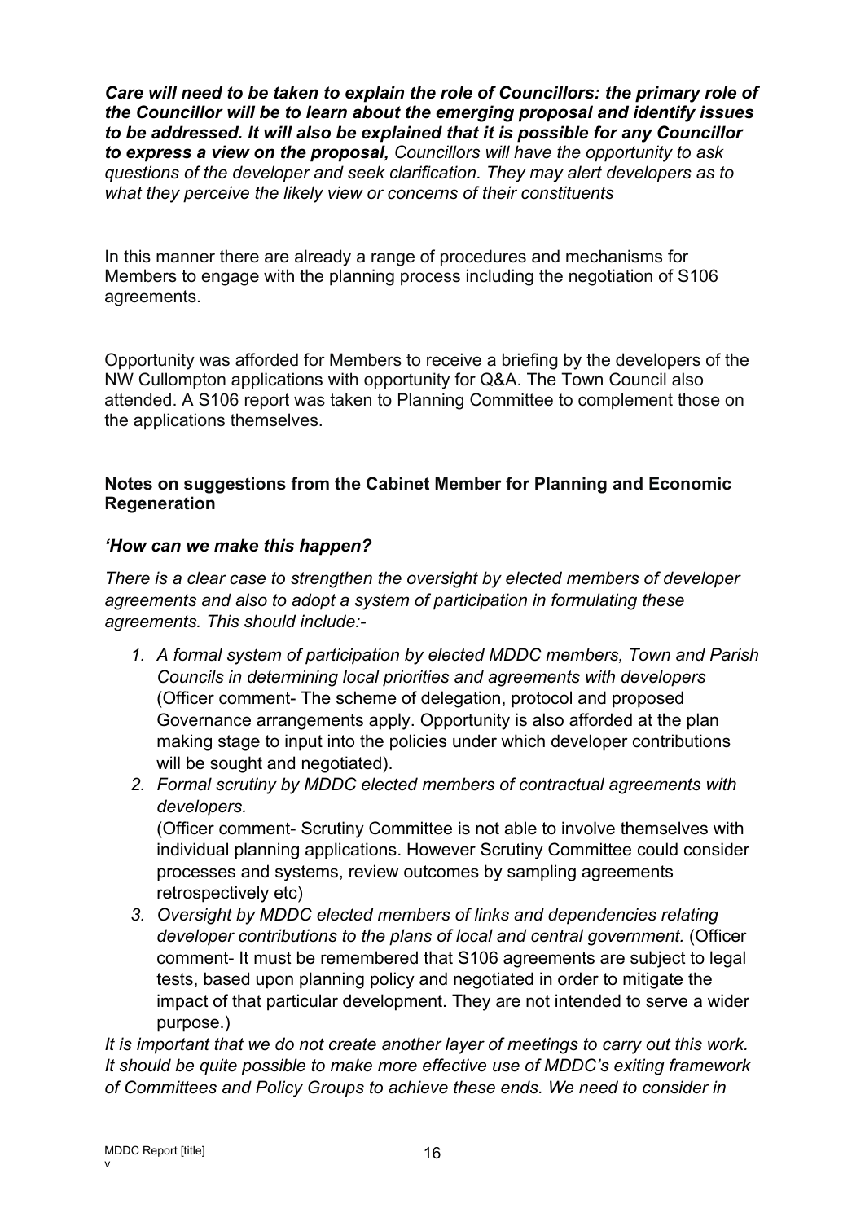***Care will need to be taken to explain the role of Councillors: the primary role of the Councillor will be to learn about the emerging proposal and identify issues to be addressed. It will also be explained that it is possible for any Councillor to express a view on the proposal,*** *Councillors will have the opportunity to ask questions of the developer and seek clarification. They may alert developers as to what they perceive the likely view or concerns of their constituents*

In this manner there are already a range of procedures and mechanisms for Members to engage with the planning process including the negotiation of S106 agreements.

Opportunity was afforded for Members to receive a briefing by the developers of the NW Cullompton applications with opportunity for Q&A. The Town Council also attended. A S106 report was taken to Planning Committee to complement those on the applications themselves.

**Notes on suggestions from the Cabinet Member for Planning and Economic Regeneration**

***'How can we make this happen?***

*There is a clear case to strengthen the oversight by elected members of developer agreements and also to adopt a system of participation in formulating these agreements. This should include:-*

1. *A formal system of participation by elected MDDC members, Town and Parish Councils in determining local priorities and agreements with developers* (Officer comment- The scheme of delegation, protocol and proposed Governance arrangements apply. Opportunity is also afforded at the plan making stage to input into the policies under which developer contributions will be sought and negotiated).
2. *Formal scrutiny by MDDC elected members of contractual agreements with developers.*
   (Officer comment- Scrutiny Committee is not able to involve themselves with individual planning applications. However Scrutiny Committee could consider processes and systems, review outcomes by sampling agreements retrospectively etc)
3. *Oversight by MDDC elected members of links and dependencies relating developer contributions to the plans of local and central government.* (Officer comment- It must be remembered that S106 agreements are subject to legal tests, based upon planning policy and negotiated in order to mitigate the impact of that particular development. They are not intended to serve a wider purpose.)

*It is important that we do not create another layer of meetings to carry out this work. It should be quite possible to make more effective use of MDDC's exiting framework of Committees and Policy Groups to achieve these ends. We need to consider in*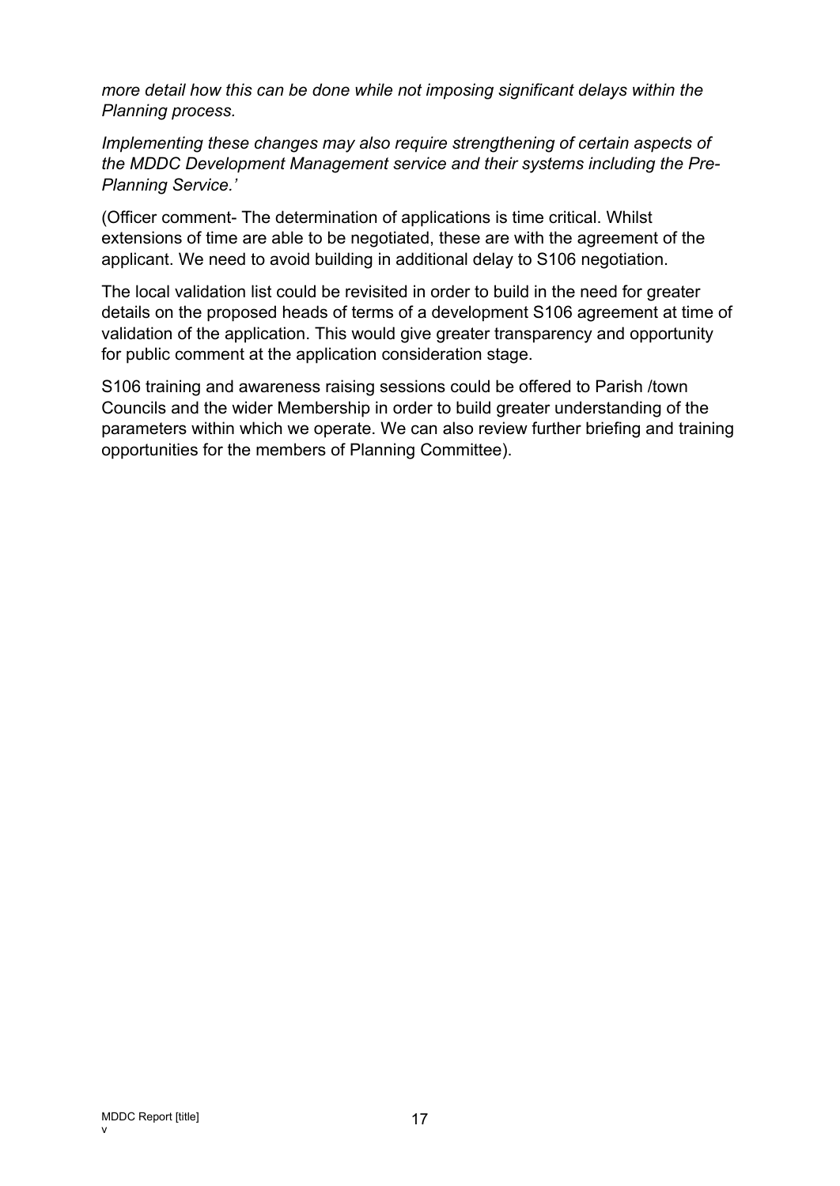*more detail how this can be done while not imposing significant delays within the Planning process.*

*Implementing these changes may also require strengthening of certain aspects of the MDDC Development Management service and their systems including the Pre-Planning Service.'*

(Officer comment- The determination of applications is time critical. Whilst extensions of time are able to be negotiated, these are with the agreement of the applicant. We need to avoid building in additional delay to S106 negotiation.

The local validation list could be revisited in order to build in the need for greater details on the proposed heads of terms of a development S106 agreement at time of validation of the application. This would give greater transparency and opportunity for public comment at the application consideration stage.

S106 training and awareness raising sessions could be offered to Parish /town Councils and the wider Membership in order to build greater understanding of the parameters within which we operate. We can also review further briefing and training opportunities for the members of Planning Committee).